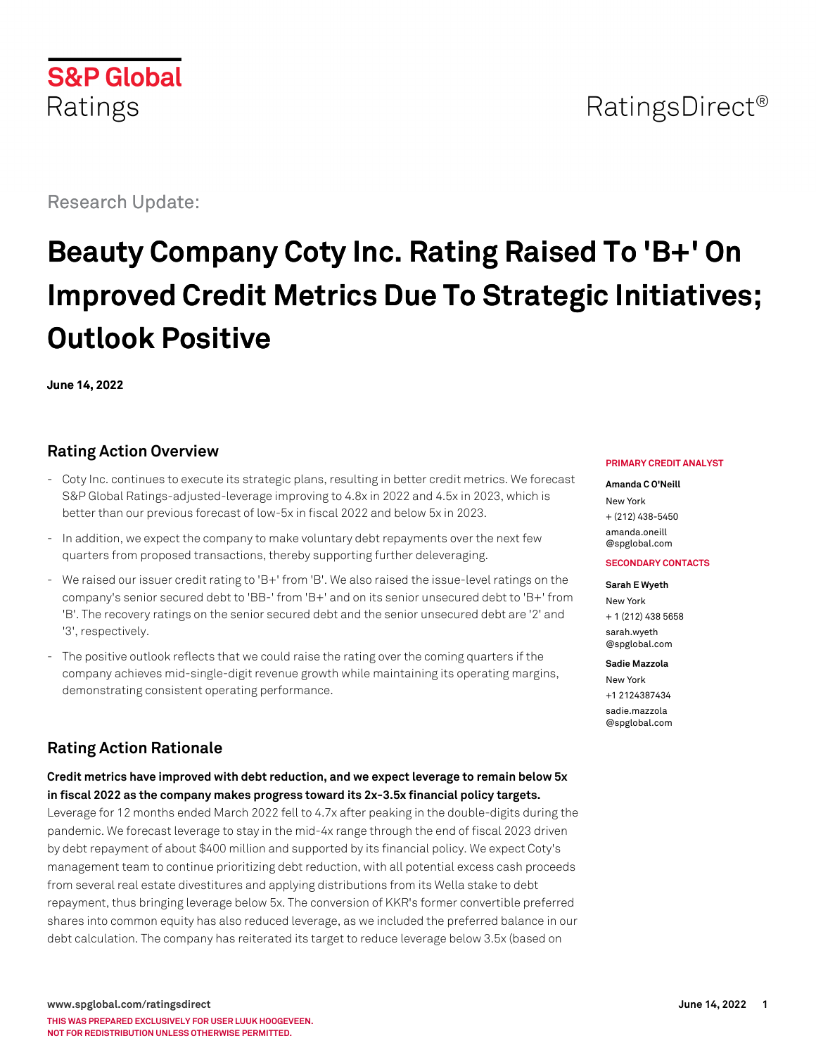S&P Global Ratings

RatingsDirect®

Research Update:

# Beauty Company Coty Inc. Rating Raised To 'B+' On Improved Credit Metrics Due To Strategic Initiatives; Outlook Positive

**June 14, 2022**

## Rating Action Overview

- Coty Inc. continues to execute its strategic plans, resulting in better credit metrics. We forecast S&P Global Ratings-adjusted-leverage improving to 4.8x in 2022 and 4.5x in 2023, which is better than our previous forecast of low-5x in fiscal 2022 and below 5x in 2023.
- In addition, we expect the company to make voluntary debt repayments over the next few quarters from proposed transactions, thereby supporting further deleveraging.
- We raised our issuer credit rating to 'B+' from 'B'. We also raised the issue-level ratings on the company's senior secured debt to 'BB-' from 'B+' and on its senior unsecured debt to 'B+' from 'B'. The recovery ratings on the senior secured debt and the senior unsecured debt are '2' and '3', respectively.
- The positive outlook reflects that we could raise the rating over the coming quarters if the company achieves mid-single-digit revenue growth while maintaining its operating margins, demonstrating consistent operating performance.

**PRIMARY CREDIT ANALYST**

**Amanda C O'Neill**
New York
+ (212) 438-5450
amanda.oneill
@spglobal.com

**SECONDARY CONTACTS**

**Sarah E Wyeth**
New York
+ 1 (212) 438 5658
sarah.wyeth
@spglobal.com

**Sadie Mazzola**
New York
+1 2124387434
sadie.mazzola
@spglobal.com

## Rating Action Rationale

**Credit metrics have improved with debt reduction, and we expect leverage to remain below 5x in fiscal 2022 as the company makes progress toward its 2x-3.5x financial policy targets.** Leverage for 12 months ended March 2022 fell to 4.7x after peaking in the double-digits during the pandemic. We forecast leverage to stay in the mid-4x range through the end of fiscal 2023 driven by debt repayment of about $400 million and supported by its financial policy. We expect Coty's management team to continue prioritizing debt reduction, with all potential excess cash proceeds from several real estate divestitures and applying distributions from its Wella stake to debt repayment, thus bringing leverage below 5x. The conversion of KKR's former convertible preferred shares into common equity has also reduced leverage, as we included the preferred balance in our debt calculation. The company has reiterated its target to reduce leverage below 3.5x (based on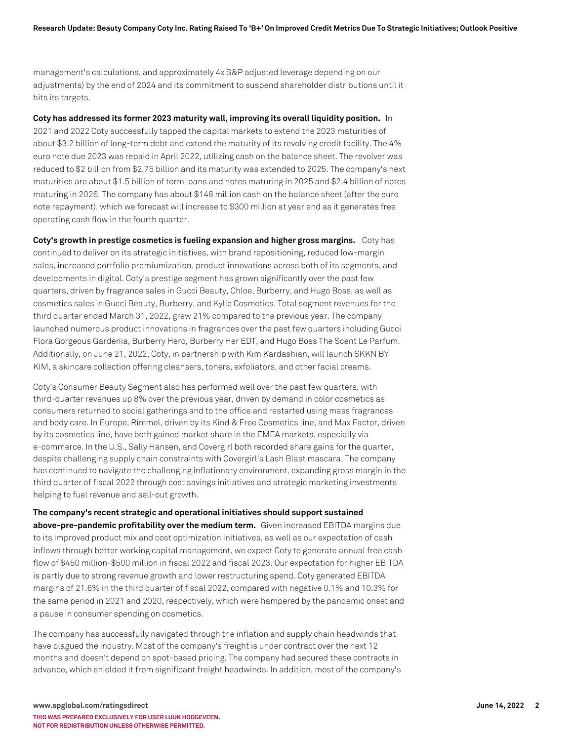management's calculations, and approximately 4x S&P adjusted leverage depending on our adjustments) by the end of 2024 and its commitment to suspend shareholder distributions until it hits its targets.

**Coty has addressed its former 2023 maturity wall, improving its overall liquidity position.** In 2021 and 2022 Coty successfully tapped the capital markets to extend the 2023 maturities of about $3.2 billion of long-term debt and extend the maturity of its revolving credit facility. The 4% euro note due 2023 was repaid in April 2022, utilizing cash on the balance sheet. The revolver was reduced to $2 billion from $2.75 billion and its maturity was extended to 2025. The company's next maturities are about $1.5 billion of term loans and notes maturing in 2025 and $2.4 billion of notes maturing in 2026. The company has about $148 million cash on the balance sheet (after the euro note repayment), which we forecast will increase to $300 million at year end as it generates free operating cash flow in the fourth quarter.

**Coty's growth in prestige cosmetics is fueling expansion and higher gross margins.** Coty has continued to deliver on its strategic initiatives, with brand repositioning, reduced low-margin sales, increased portfolio premiumization, product innovations across both of its segments, and developments in digital. Coty's prestige segment has grown significantly over the past few quarters, driven by fragrance sales in Gucci Beauty, Chloe, Burberry, and Hugo Boss, as well as cosmetics sales in Gucci Beauty, Burberry, and Kylie Cosmetics. Total segment revenues for the third quarter ended March 31, 2022, grew 21% compared to the previous year. The company launched numerous product innovations in fragrances over the past few quarters including Gucci Flora Gorgeous Gardenia, Burberry Hero, Burberry Her EDT, and Hugo Boss The Scent Le Parfum. Additionally, on June 21, 2022, Coty, in partnership with Kim Kardashian, will launch SKKN BY KIM, a skincare collection offering cleansers, toners, exfoliators, and other facial creams.

Coty's Consumer Beauty Segment also has performed well over the past few quarters, with third-quarter revenues up 8% over the previous year, driven by demand in color cosmetics as consumers returned to social gatherings and to the office and restarted using mass fragrances and body care. In Europe, Rimmel, driven by its Kind & Free Cosmetics line, and Max Factor, driven by its cosmetics line, have both gained market share in the EMEA markets, especially via e-commerce. In the U.S., Sally Hansen, and Covergirl both recorded share gains for the quarter, despite challenging supply chain constraints with Covergirl's Lash Blast mascara. The company has continued to navigate the challenging inflationary environment, expanding gross margin in the third quarter of fiscal 2022 through cost savings initiatives and strategic marketing investments helping to fuel revenue and sell-out growth.

**The company's recent strategic and operational initiatives should support sustained above-pre-pandemic profitability over the medium term.** Given increased EBITDA margins due to its improved product mix and cost optimization initiatives, as well as our expectation of cash inflows through better working capital management, we expect Coty to generate annual free cash flow of $450 million-$500 million in fiscal 2022 and fiscal 2023. Our expectation for higher EBITDA is partly due to strong revenue growth and lower restructuring spend. Coty generated EBITDA margins of 21.6% in the third quarter of fiscal 2022, compared with negative 0.1% and 10.3% for the same period in 2021 and 2020, respectively, which were hampered by the pandemic onset and a pause in consumer spending on cosmetics.

The company has successfully navigated through the inflation and supply chain headwinds that have plagued the industry. Most of the company's freight is under contract over the next 12 months and doesn't depend on spot-based pricing. The company had secured these contracts in advance, which shielded it from significant freight headwinds. In addition, most of the company's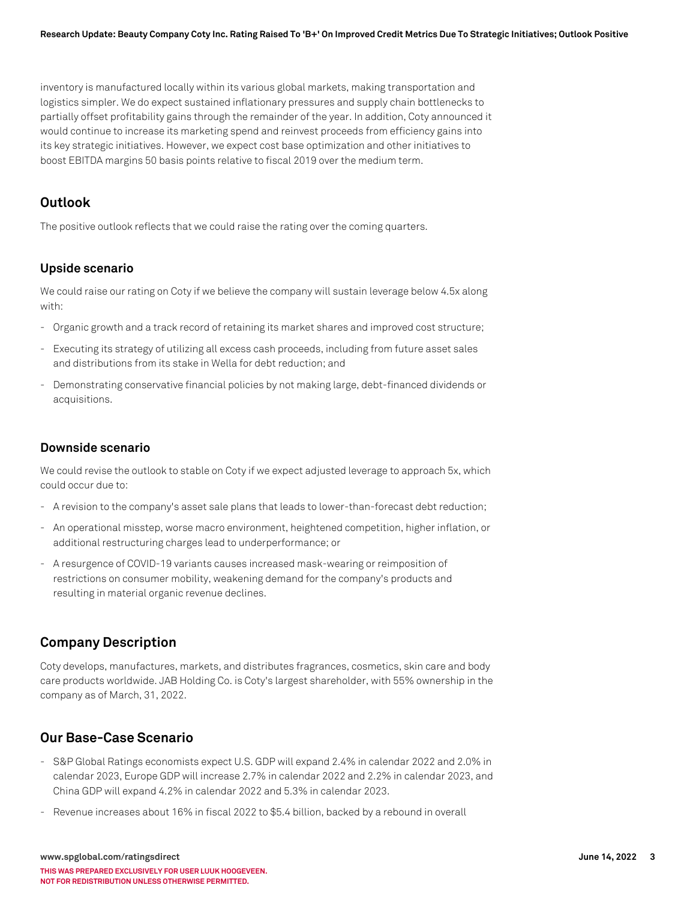inventory is manufactured locally within its various global markets, making transportation and logistics simpler. We do expect sustained inflationary pressures and supply chain bottlenecks to partially offset profitability gains through the remainder of the year. In addition, Coty announced it would continue to increase its marketing spend and reinvest proceeds from efficiency gains into its key strategic initiatives. However, we expect cost base optimization and other initiatives to boost EBITDA margins 50 basis points relative to fiscal 2019 over the medium term.

## Outlook

The positive outlook reflects that we could raise the rating over the coming quarters.

### Upside scenario

We could raise our rating on Coty if we believe the company will sustain leverage below 4.5x along with:

- Organic growth and a track record of retaining its market shares and improved cost structure;
- Executing its strategy of utilizing all excess cash proceeds, including from future asset sales and distributions from its stake in Wella for debt reduction; and
- Demonstrating conservative financial policies by not making large, debt-financed dividends or acquisitions.

### Downside scenario

We could revise the outlook to stable on Coty if we expect adjusted leverage to approach 5x, which could occur due to:

- A revision to the company's asset sale plans that leads to lower-than-forecast debt reduction;
- An operational misstep, worse macro environment, heightened competition, higher inflation, or additional restructuring charges lead to underperformance; or
- A resurgence of COVID-19 variants causes increased mask-wearing or reimposition of restrictions on consumer mobility, weakening demand for the company's products and resulting in material organic revenue declines.

## Company Description

Coty develops, manufactures, markets, and distributes fragrances, cosmetics, skin care and body care products worldwide. JAB Holding Co. is Coty's largest shareholder, with 55% ownership in the company as of March, 31, 2022.

## Our Base-Case Scenario

- S&P Global Ratings economists expect U.S. GDP will expand 2.4% in calendar 2022 and 2.0% in calendar 2023, Europe GDP will increase 2.7% in calendar 2022 and 2.2% in calendar 2023, and China GDP will expand 4.2% in calendar 2022 and 5.3% in calendar 2023.
- Revenue increases about 16% in fiscal 2022 to $5.4 billion, backed by a rebound in overall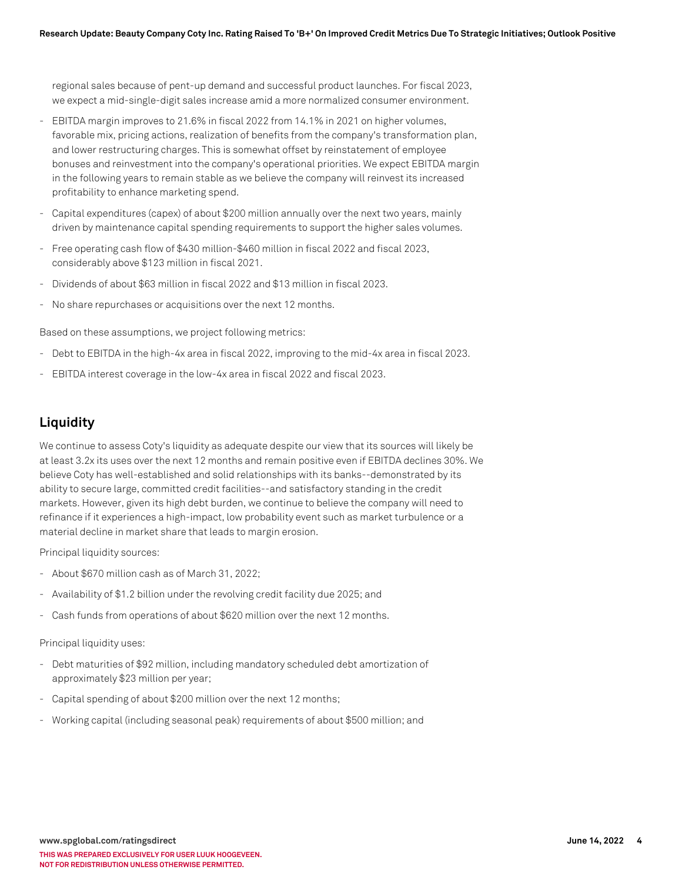regional sales because of pent-up demand and successful product launches. For fiscal 2023, we expect a mid-single-digit sales increase amid a more normalized consumer environment.

- EBITDA margin improves to 21.6% in fiscal 2022 from 14.1% in 2021 on higher volumes, favorable mix, pricing actions, realization of benefits from the company's transformation plan, and lower restructuring charges. This is somewhat offset by reinstatement of employee bonuses and reinvestment into the company's operational priorities. We expect EBITDA margin in the following years to remain stable as we believe the company will reinvest its increased profitability to enhance marketing spend.
- Capital expenditures (capex) of about $200 million annually over the next two years, mainly driven by maintenance capital spending requirements to support the higher sales volumes.
- Free operating cash flow of $430 million-$460 million in fiscal 2022 and fiscal 2023, considerably above $123 million in fiscal 2021.
- Dividends of about $63 million in fiscal 2022 and $13 million in fiscal 2023.
- No share repurchases or acquisitions over the next 12 months.

Based on these assumptions, we project following metrics:

- Debt to EBITDA in the high-4x area in fiscal 2022, improving to the mid-4x area in fiscal 2023.
- EBITDA interest coverage in the low-4x area in fiscal 2022 and fiscal 2023.

## Liquidity

We continue to assess Coty's liquidity as adequate despite our view that its sources will likely be at least 3.2x its uses over the next 12 months and remain positive even if EBITDA declines 30%. We believe Coty has well-established and solid relationships with its banks--demonstrated by its ability to secure large, committed credit facilities--and satisfactory standing in the credit markets. However, given its high debt burden, we continue to believe the company will need to refinance if it experiences a high-impact, low probability event such as market turbulence or a material decline in market share that leads to margin erosion.

Principal liquidity sources:

- About $670 million cash as of March 31, 2022;
- Availability of $1.2 billion under the revolving credit facility due 2025; and
- Cash funds from operations of about $620 million over the next 12 months.

Principal liquidity uses:

- Debt maturities of $92 million, including mandatory scheduled debt amortization of approximately $23 million per year;
- Capital spending of about $200 million over the next 12 months;
- Working capital (including seasonal peak) requirements of about $500 million; and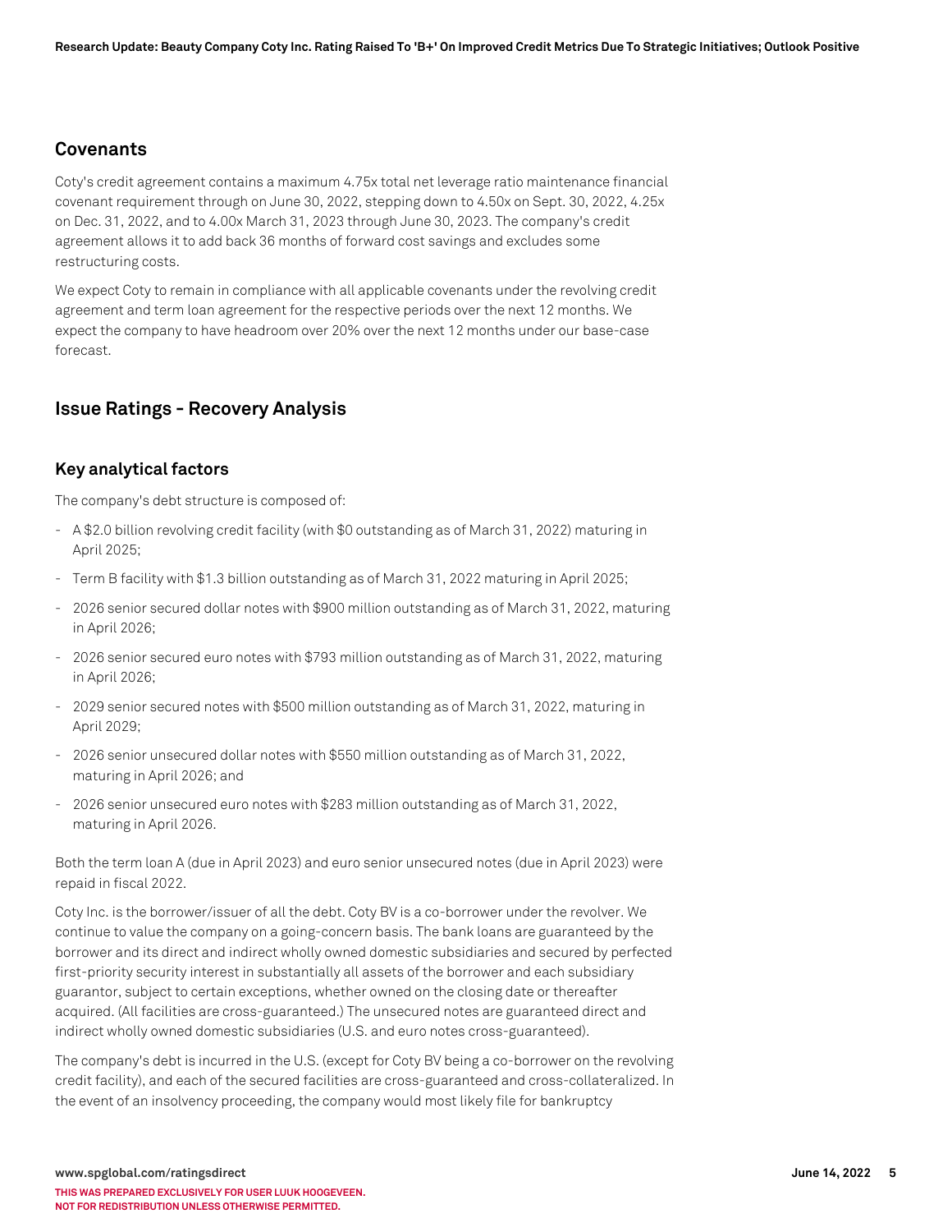## Covenants

Coty's credit agreement contains a maximum 4.75x total net leverage ratio maintenance financial covenant requirement through on June 30, 2022, stepping down to 4.50x on Sept. 30, 2022, 4.25x on Dec. 31, 2022, and to 4.00x March 31, 2023 through June 30, 2023. The company's credit agreement allows it to add back 36 months of forward cost savings and excludes some restructuring costs.

We expect Coty to remain in compliance with all applicable covenants under the revolving credit agreement and term loan agreement for the respective periods over the next 12 months. We expect the company to have headroom over 20% over the next 12 months under our base-case forecast.

## Issue Ratings - Recovery Analysis

### Key analytical factors

The company's debt structure is composed of:

- A $2.0 billion revolving credit facility (with $0 outstanding as of March 31, 2022) maturing in April 2025;
- Term B facility with $1.3 billion outstanding as of March 31, 2022 maturing in April 2025;
- 2026 senior secured dollar notes with $900 million outstanding as of March 31, 2022, maturing in April 2026;
- 2026 senior secured euro notes with $793 million outstanding as of March 31, 2022, maturing in April 2026;
- 2029 senior secured notes with $500 million outstanding as of March 31, 2022, maturing in April 2029;
- 2026 senior unsecured dollar notes with $550 million outstanding as of March 31, 2022, maturing in April 2026; and
- 2026 senior unsecured euro notes with $283 million outstanding as of March 31, 2022, maturing in April 2026.

Both the term loan A (due in April 2023) and euro senior unsecured notes (due in April 2023) were repaid in fiscal 2022.

Coty Inc. is the borrower/issuer of all the debt. Coty BV is a co-borrower under the revolver. We continue to value the company on a going-concern basis. The bank loans are guaranteed by the borrower and its direct and indirect wholly owned domestic subsidiaries and secured by perfected first-priority security interest in substantially all assets of the borrower and each subsidiary guarantor, subject to certain exceptions, whether owned on the closing date or thereafter acquired. (All facilities are cross-guaranteed.) The unsecured notes are guaranteed direct and indirect wholly owned domestic subsidiaries (U.S. and euro notes cross-guaranteed).

The company's debt is incurred in the U.S. (except for Coty BV being a co-borrower on the revolving credit facility), and each of the secured facilities are cross-guaranteed and cross-collateralized. In the event of an insolvency proceeding, the company would most likely file for bankruptcy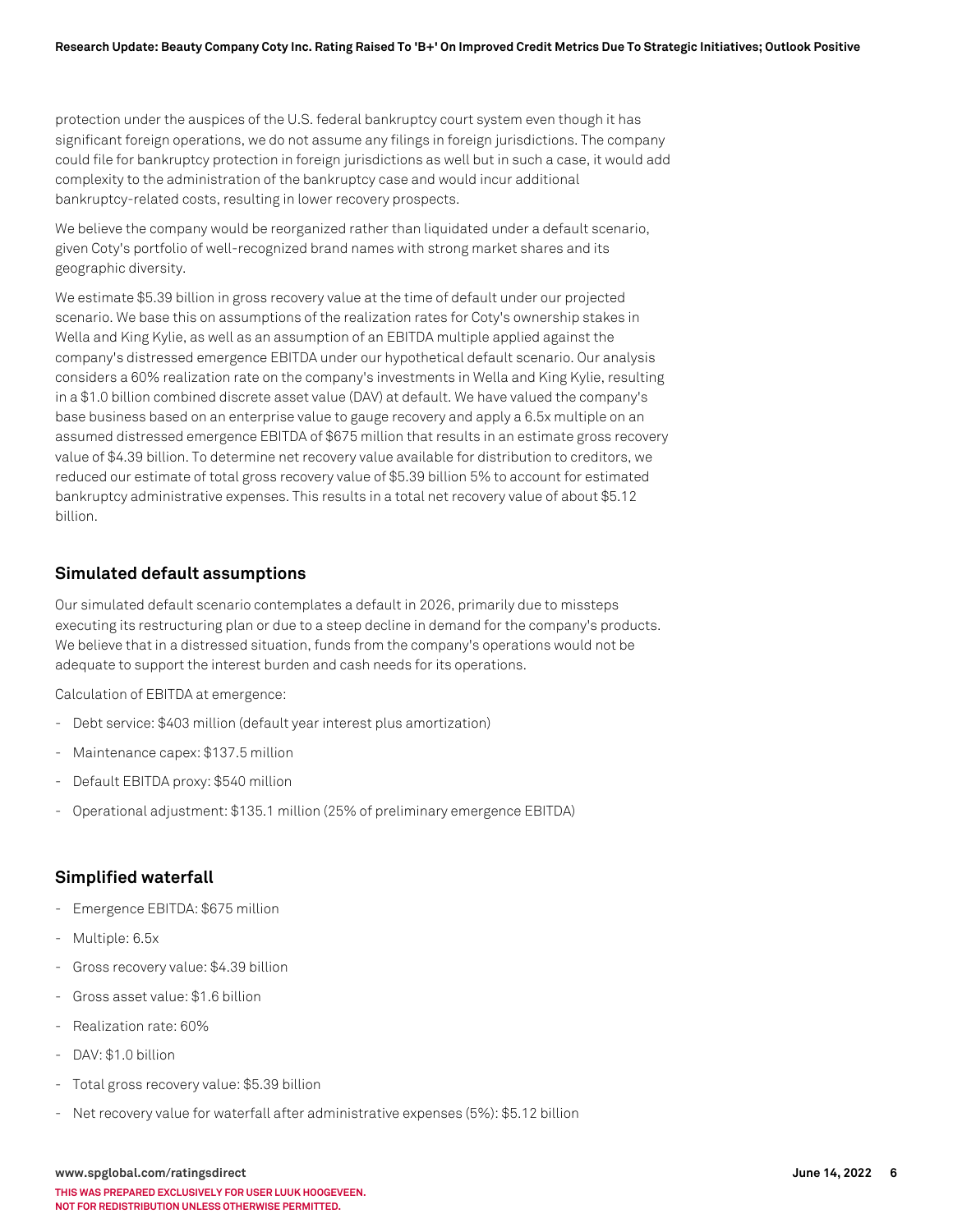protection under the auspices of the U.S. federal bankruptcy court system even though it has significant foreign operations, we do not assume any filings in foreign jurisdictions. The company could file for bankruptcy protection in foreign jurisdictions as well but in such a case, it would add complexity to the administration of the bankruptcy case and would incur additional bankruptcy-related costs, resulting in lower recovery prospects.

We believe the company would be reorganized rather than liquidated under a default scenario, given Coty's portfolio of well-recognized brand names with strong market shares and its geographic diversity.

We estimate $5.39 billion in gross recovery value at the time of default under our projected scenario. We base this on assumptions of the realization rates for Coty's ownership stakes in Wella and King Kylie, as well as an assumption of an EBITDA multiple applied against the company's distressed emergence EBITDA under our hypothetical default scenario. Our analysis considers a 60% realization rate on the company's investments in Wella and King Kylie, resulting in a $1.0 billion combined discrete asset value (DAV) at default. We have valued the company's base business based on an enterprise value to gauge recovery and apply a 6.5x multiple on an assumed distressed emergence EBITDA of $675 million that results in an estimate gross recovery value of $4.39 billion. To determine net recovery value available for distribution to creditors, we reduced our estimate of total gross recovery value of $5.39 billion 5% to account for estimated bankruptcy administrative expenses. This results in a total net recovery value of about $5.12 billion.

## Simulated default assumptions

Our simulated default scenario contemplates a default in 2026, primarily due to missteps executing its restructuring plan or due to a steep decline in demand for the company's products. We believe that in a distressed situation, funds from the company's operations would not be adequate to support the interest burden and cash needs for its operations.

Calculation of EBITDA at emergence:

- Debt service: $403 million (default year interest plus amortization)
- Maintenance capex: $137.5 million
- Default EBITDA proxy: $540 million
- Operational adjustment: $135.1 million (25% of preliminary emergence EBITDA)

## Simplified waterfall

- Emergence EBITDA: $675 million
- Multiple: 6.5x
- Gross recovery value: $4.39 billion
- Gross asset value: $1.6 billion
- Realization rate: 60%
- DAV: $1.0 billion
- Total gross recovery value: $5.39 billion
- Net recovery value for waterfall after administrative expenses (5%): $5.12 billion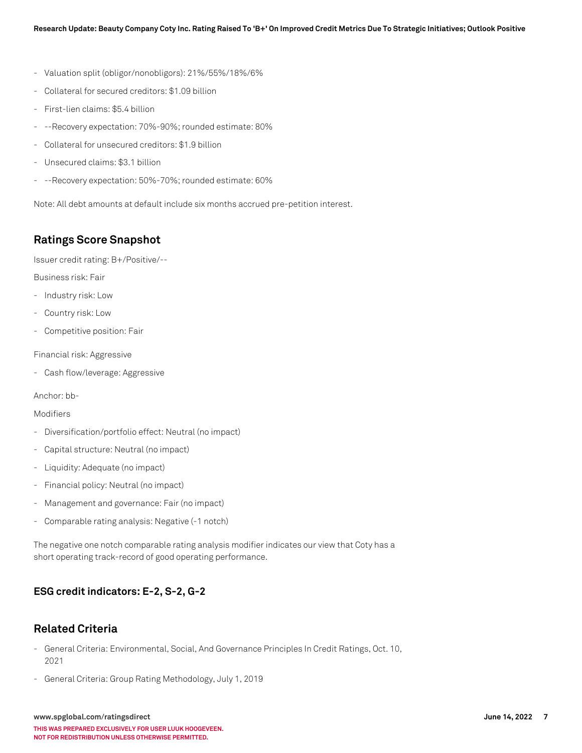- Valuation split (obligor/nonobligors): 21%/55%/18%/6%
- Collateral for secured creditors: $1.09 billion
- First-lien claims: $5.4 billion
- --Recovery expectation: 70%-90%; rounded estimate: 80%
- Collateral for unsecured creditors: $1.9 billion
- Unsecured claims: $3.1 billion
- --Recovery expectation: 50%-70%; rounded estimate: 60%

Note: All debt amounts at default include six months accrued pre-petition interest.

## Ratings Score Snapshot

Issuer credit rating: B+/Positive/--

Business risk: Fair

- Industry risk: Low
- Country risk: Low
- Competitive position: Fair

Financial risk: Aggressive

- Cash flow/leverage: Aggressive

Anchor: bb-

Modifiers

- Diversification/portfolio effect: Neutral (no impact)
- Capital structure: Neutral (no impact)
- Liquidity: Adequate (no impact)
- Financial policy: Neutral (no impact)
- Management and governance: Fair (no impact)
- Comparable rating analysis: Negative (-1 notch)

The negative one notch comparable rating analysis modifier indicates our view that Coty has a short operating track-record of good operating performance.

## ESG credit indicators: E-2, S-2, G-2

## Related Criteria

- General Criteria: Environmental, Social, And Governance Principles In Credit Ratings, Oct. 10, 2021
- General Criteria: Group Rating Methodology, July 1, 2019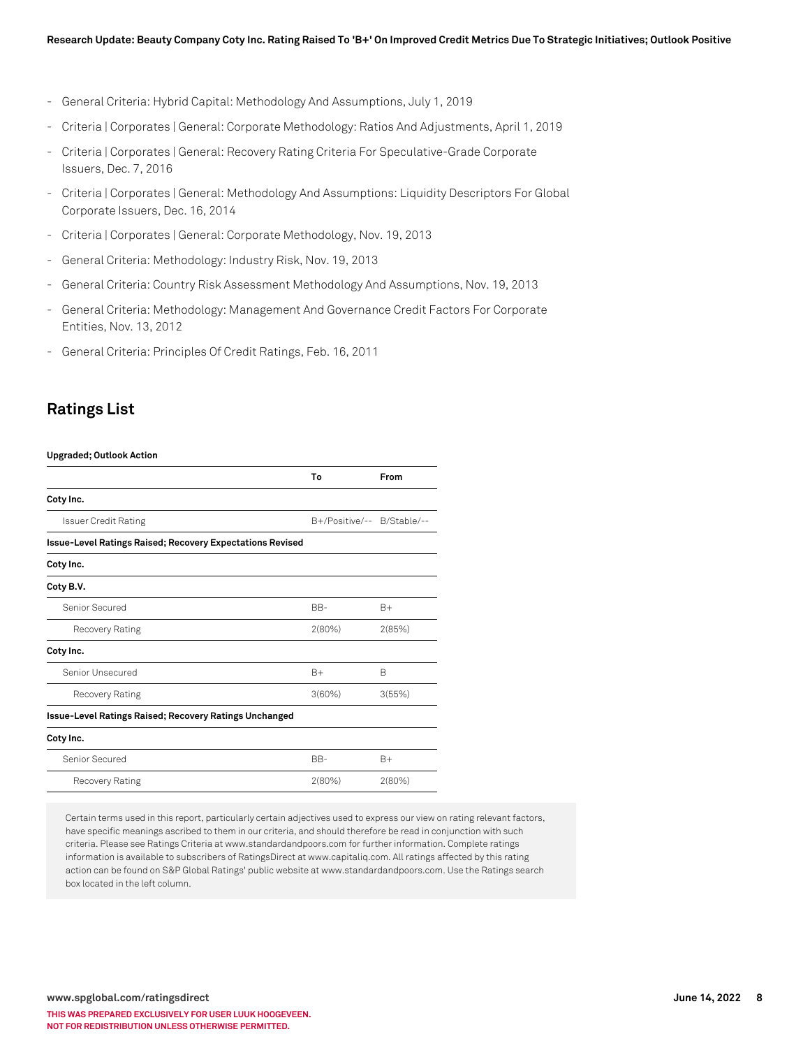- General Criteria: Hybrid Capital: Methodology And Assumptions, July 1, 2019
- Criteria | Corporates | General: Corporate Methodology: Ratios And Adjustments, April 1, 2019
- Criteria | Corporates | General: Recovery Rating Criteria For Speculative-Grade Corporate Issuers, Dec. 7, 2016
- Criteria | Corporates | General: Methodology And Assumptions: Liquidity Descriptors For Global Corporate Issuers, Dec. 16, 2014
- Criteria | Corporates | General: Corporate Methodology, Nov. 19, 2013
- General Criteria: Methodology: Industry Risk, Nov. 19, 2013
- General Criteria: Country Risk Assessment Methodology And Assumptions, Nov. 19, 2013
- General Criteria: Methodology: Management And Governance Credit Factors For Corporate Entities, Nov. 13, 2012
- General Criteria: Principles Of Credit Ratings, Feb. 16, 2011

## Ratings List

**Upgraded; Outlook Action**

| | To | From |
|---|---|---|
| **Coty Inc.** | | |
| Issuer Credit Rating | B+/Positive/-- | B/Stable/-- |
| **Issue-Level Ratings Raised; Recovery Expectations Revised** | | |
| **Coty Inc.** | | |
| **Coty B.V.** | | |
| Senior Secured | BB- | B+ |
| Recovery Rating | 2(80%) | 2(85%) |
| **Coty Inc.** | | |
| Senior Unsecured | B+ | B |
| Recovery Rating | 3(60%) | 3(55%) |
| **Issue-Level Ratings Raised; Recovery Ratings Unchanged** | | |
| **Coty Inc.** | | |
| Senior Secured | BB- | B+ |
| Recovery Rating | 2(80%) | 2(80%) |

Certain terms used in this report, particularly certain adjectives used to express our view on rating relevant factors, have specific meanings ascribed to them in our criteria, and should therefore be read in conjunction with such criteria. Please see Ratings Criteria at www.standardandpoors.com for further information. Complete ratings information is available to subscribers of RatingsDirect at www.capitaliq.com. All ratings affected by this rating action can be found on S&P Global Ratings' public website at www.standardandpoors.com. Use the Ratings search box located in the left column.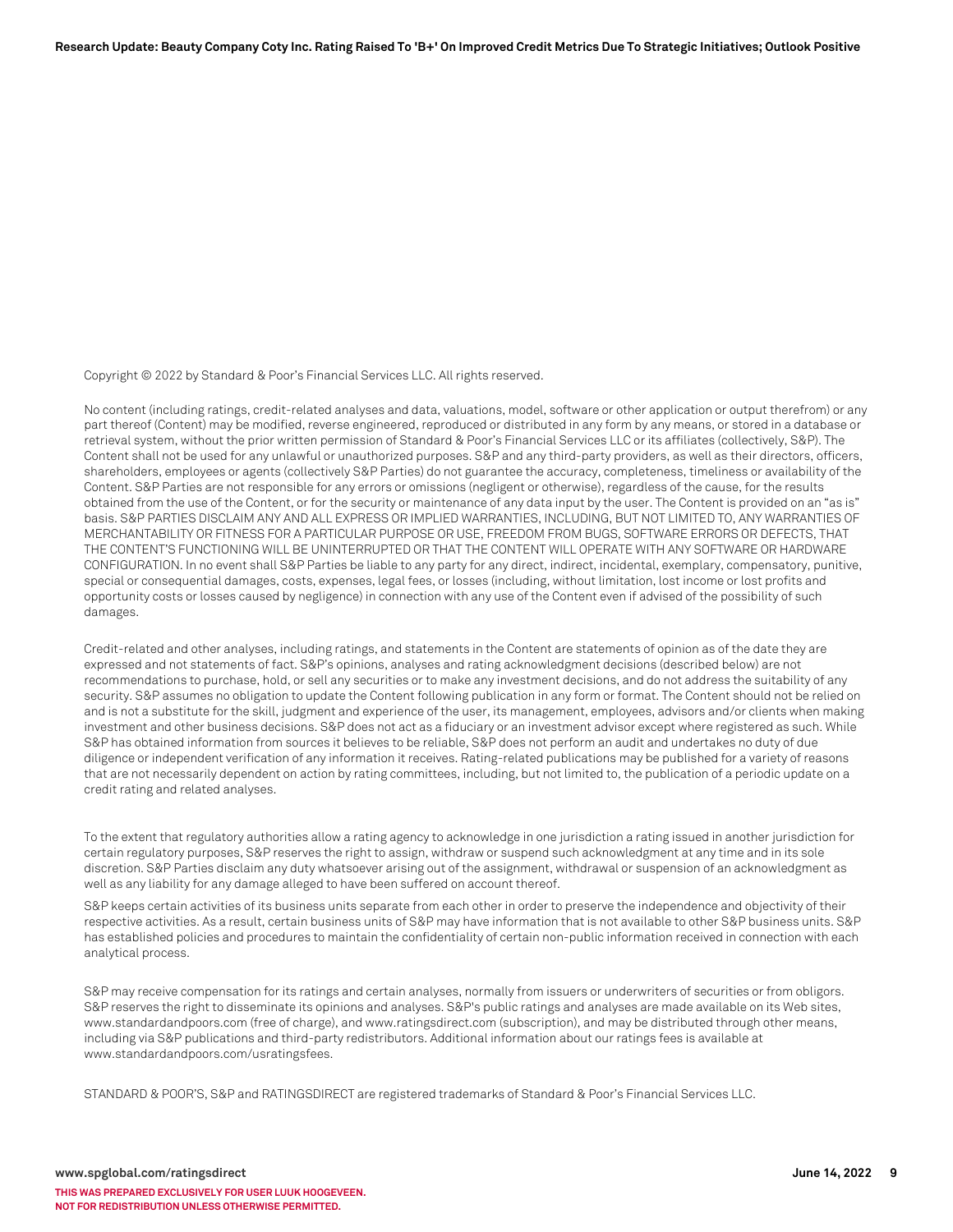Copyright © 2022 by Standard & Poor's Financial Services LLC. All rights reserved.

No content (including ratings, credit-related analyses and data, valuations, model, software or other application or output therefrom) or any part thereof (Content) may be modified, reverse engineered, reproduced or distributed in any form by any means, or stored in a database or retrieval system, without the prior written permission of Standard & Poor's Financial Services LLC or its affiliates (collectively, S&P). The Content shall not be used for any unlawful or unauthorized purposes. S&P and any third-party providers, as well as their directors, officers, shareholders, employees or agents (collectively S&P Parties) do not guarantee the accuracy, completeness, timeliness or availability of the Content. S&P Parties are not responsible for any errors or omissions (negligent or otherwise), regardless of the cause, for the results obtained from the use of the Content, or for the security or maintenance of any data input by the user. The Content is provided on an "as is" basis. S&P PARTIES DISCLAIM ANY AND ALL EXPRESS OR IMPLIED WARRANTIES, INCLUDING, BUT NOT LIMITED TO, ANY WARRANTIES OF MERCHANTABILITY OR FITNESS FOR A PARTICULAR PURPOSE OR USE, FREEDOM FROM BUGS, SOFTWARE ERRORS OR DEFECTS, THAT THE CONTENT'S FUNCTIONING WILL BE UNINTERRUPTED OR THAT THE CONTENT WILL OPERATE WITH ANY SOFTWARE OR HARDWARE CONFIGURATION. In no event shall S&P Parties be liable to any party for any direct, indirect, incidental, exemplary, compensatory, punitive, special or consequential damages, costs, expenses, legal fees, or losses (including, without limitation, lost income or lost profits and opportunity costs or losses caused by negligence) in connection with any use of the Content even if advised of the possibility of such damages.

Credit-related and other analyses, including ratings, and statements in the Content are statements of opinion as of the date they are expressed and not statements of fact. S&P's opinions, analyses and rating acknowledgment decisions (described below) are not recommendations to purchase, hold, or sell any securities or to make any investment decisions, and do not address the suitability of any security. S&P assumes no obligation to update the Content following publication in any form or format. The Content should not be relied on and is not a substitute for the skill, judgment and experience of the user, its management, employees, advisors and/or clients when making investment and other business decisions. S&P does not act as a fiduciary or an investment advisor except where registered as such. While S&P has obtained information from sources it believes to be reliable, S&P does not perform an audit and undertakes no duty of due diligence or independent verification of any information it receives. Rating-related publications may be published for a variety of reasons that are not necessarily dependent on action by rating committees, including, but not limited to, the publication of a periodic update on a credit rating and related analyses.

To the extent that regulatory authorities allow a rating agency to acknowledge in one jurisdiction a rating issued in another jurisdiction for certain regulatory purposes, S&P reserves the right to assign, withdraw or suspend such acknowledgment at any time and in its sole discretion. S&P Parties disclaim any duty whatsoever arising out of the assignment, withdrawal or suspension of an acknowledgment as well as any liability for any damage alleged to have been suffered on account thereof.

S&P keeps certain activities of its business units separate from each other in order to preserve the independence and objectivity of their respective activities. As a result, certain business units of S&P may have information that is not available to other S&P business units. S&P has established policies and procedures to maintain the confidentiality of certain non-public information received in connection with each analytical process.

S&P may receive compensation for its ratings and certain analyses, normally from issuers or underwriters of securities or from obligors. S&P reserves the right to disseminate its opinions and analyses. S&P's public ratings and analyses are made available on its Web sites, www.standardandpoors.com (free of charge), and www.ratingsdirect.com (subscription), and may be distributed through other means, including via S&P publications and third-party redistributors. Additional information about our ratings fees is available at www.standardandpoors.com/usratingsfees.

STANDARD & POOR'S, S&P and RATINGSDIRECT are registered trademarks of Standard & Poor's Financial Services LLC.